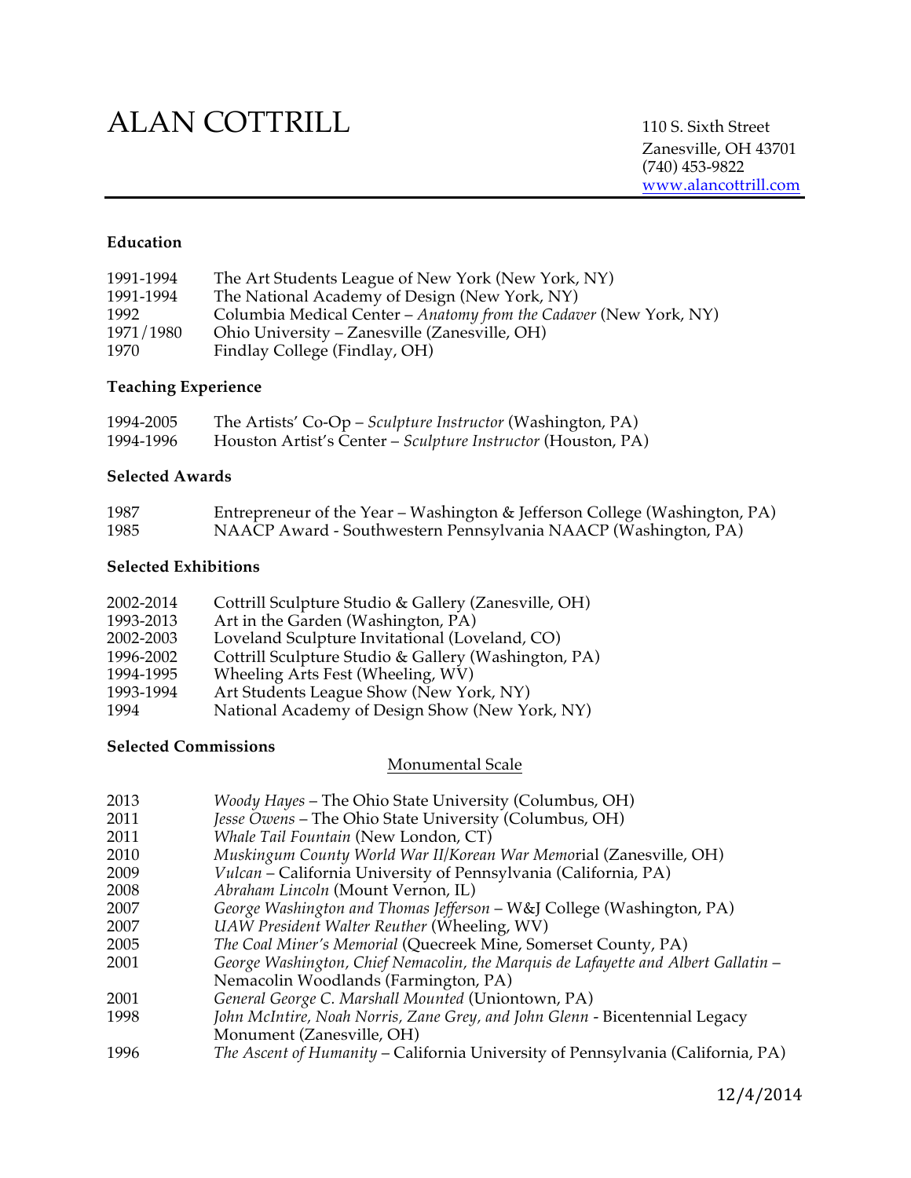# ALAN COTTRILL

110 S. Sixth Street
Zanesville, OH 43701
(740) 453-9822
www.alancottrill.com

---

**Education**

| | |
|---|---|
| 1991-1994 | The Art Students League of New York (New York, NY) |
| 1991-1994 | The National Academy of Design (New York, NY) |
| 1992 | Columbia Medical Center – *Anatomy from the Cadaver* (New York, NY) |
| 1971/1980 | Ohio University – Zanesville (Zanesville, OH) |
| 1970 | Findlay College (Findlay, OH) |

**Teaching Experience**

| | |
|---|---|
| 1994-2005 | The Artists' Co-Op – *Sculpture Instructor* (Washington, PA) |
| 1994-1996 | Houston Artist's Center – *Sculpture Instructor* (Houston, PA) |

**Selected Awards**

| | |
|---|---|
| 1987 | Entrepreneur of the Year – Washington & Jefferson College (Washington, PA) |
| 1985 | NAACP Award - Southwestern Pennsylvania NAACP (Washington, PA) |

**Selected Exhibitions**

| | |
|---|---|
| 2002-2014 | Cottrill Sculpture Studio & Gallery (Zanesville, OH) |
| 1993-2013 | Art in the Garden (Washington, PA) |
| 2002-2003 | Loveland Sculpture Invitational (Loveland, CO) |
| 1996-2002 | Cottrill Sculpture Studio & Gallery (Washington, PA) |
| 1994-1995 | Wheeling Arts Fest (Wheeling, WV) |
| 1993-1994 | Art Students League Show (New York, NY) |
| 1994 | National Academy of Design Show (New York, NY) |

**Selected Commissions**

Monumental Scale

| | |
|---|---|
| 2013 | *Woody Hayes* – The Ohio State University (Columbus, OH) |
| 2011 | *Jesse Owens* – The Ohio State University (Columbus, OH) |
| 2011 | *Whale Tail Fountain* (New London, CT) |
| 2010 | *Muskingum County World War II/Korean War Memo*rial (Zanesville, OH) |
| 2009 | *Vulcan* – California University of Pennsylvania (California, PA) |
| 2008 | *Abraham Lincoln* (Mount Vernon, IL) |
| 2007 | *George Washington and Thomas Jefferson* – W&J College (Washington, PA) |
| 2007 | *UAW President Walter Reuther* (Wheeling, WV) |
| 2005 | *The Coal Miner's Memorial* (Quecreek Mine, Somerset County, PA) |
| 2001 | *George Washington, Chief Nemacolin, the Marquis de Lafayette and Albert Gallatin* – Nemacolin Woodlands (Farmington, PA) |
| 2001 | *General George C. Marshall Mounted* (Uniontown, PA) |
| 1998 | *John McIntire, Noah Norris, Zane Grey, and John Glenn* - Bicentennial Legacy Monument (Zanesville, OH) |
| 1996 | *The Ascent of Humanity* – California University of Pennsylvania (California, PA) |

12/4/2014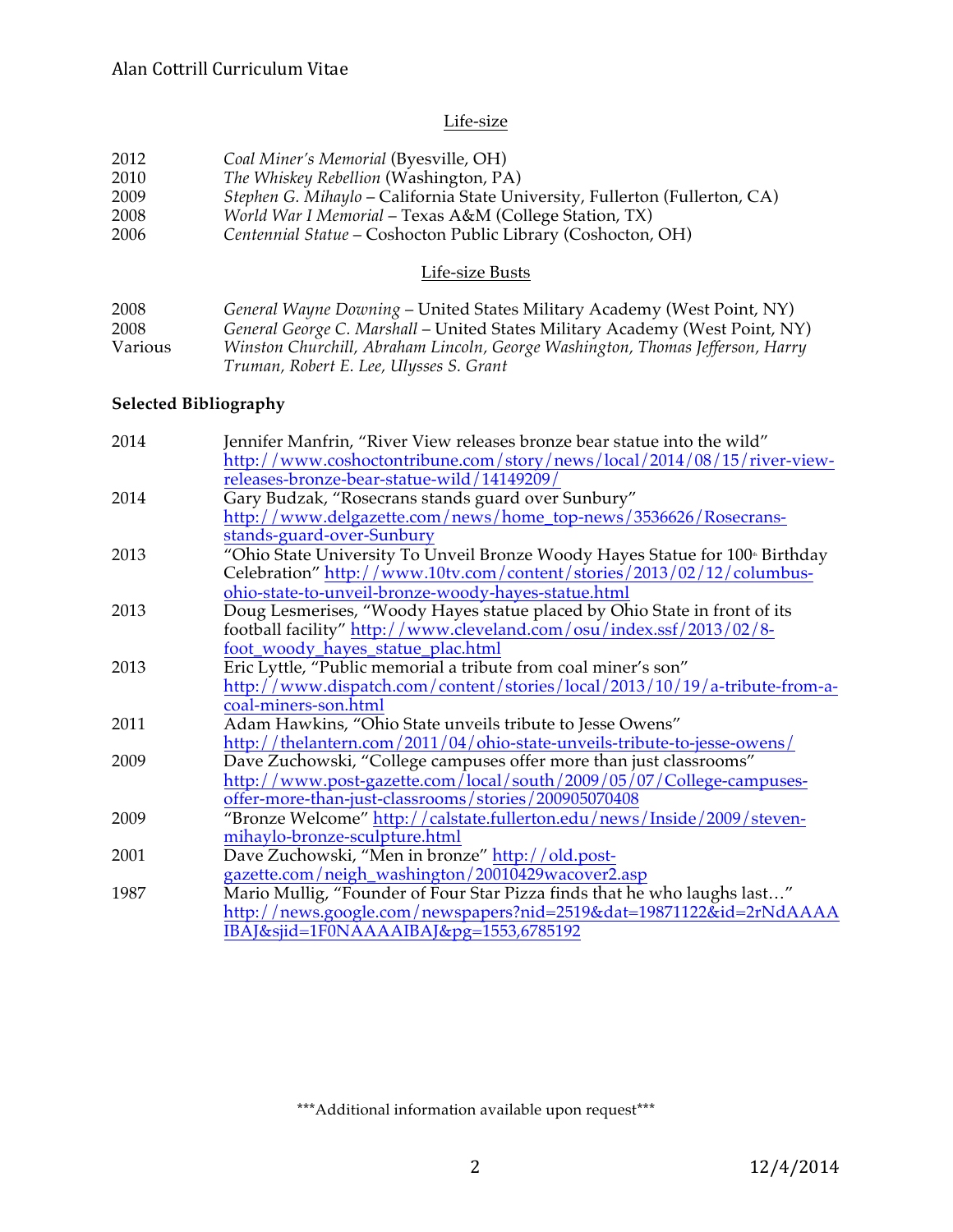## Life-size

| | |
|---|---|
| 2012 | *Coal Miner's Memorial* (Byesville, OH) |
| 2010 | *The Whiskey Rebellion* (Washington, PA) |
| 2009 | *Stephen G. Mihaylo* – California State University, Fullerton (Fullerton, CA) |
| 2008 | *World War I Memorial* – Texas A&M (College Station, TX) |
| 2006 | *Centennial Statue* – Coshocton Public Library (Coshocton, OH) |

## Life-size Busts

| | |
|---|---|
| 2008 | *General Wayne Downing* – United States Military Academy (West Point, NY) |
| 2008 | *General George C. Marshall* – United States Military Academy (West Point, NY) |
| Various | *Winston Churchill, Abraham Lincoln, George Washington, Thomas Jefferson, Harry Truman, Robert E. Lee, Ulysses S. Grant* |

**Selected Bibliography**

| | |
|---|---|
| 2014 | Jennifer Manfrin, "River View releases bronze bear statue into the wild" http://www.coshoctontribune.com/story/news/local/2014/08/15/river-view-releases-bronze-bear-statue-wild/14149209/ |
| 2014 | Gary Budzak, "Rosecrans stands guard over Sunbury" http://www.delgazette.com/news/home_top-news/3536626/Rosecrans-stands-guard-over-Sunbury |
| 2013 | "Ohio State University To Unveil Bronze Woody Hayes Statue for 100th Birthday Celebration" http://www.10tv.com/content/stories/2013/02/12/columbus-ohio-state-to-unveil-bronze-woody-hayes-statue.html |
| 2013 | Doug Lesmerises, "Woody Hayes statue placed by Ohio State in front of its football facility" http://www.cleveland.com/osu/index.ssf/2013/02/8-foot_woody_hayes_statue_plac.html |
| 2013 | Eric Lyttle, "Public memorial a tribute from coal miner's son" http://www.dispatch.com/content/stories/local/2013/10/19/a-tribute-from-a-coal-miners-son.html |
| 2011 | Adam Hawkins, "Ohio State unveils tribute to Jesse Owens" http://thelantern.com/2011/04/ohio-state-unveils-tribute-to-jesse-owens/ |
| 2009 | Dave Zuchowski, "College campuses offer more than just classrooms" http://www.post-gazette.com/local/south/2009/05/07/College-campuses-offer-more-than-just-classrooms/stories/200905070408 |
| 2009 | "Bronze Welcome" http://calstate.fullerton.edu/news/Inside/2009/steven-mihaylo-bronze-sculpture.html |
| 2001 | Dave Zuchowski, "Men in bronze" http://old.post-gazette.com/neigh_washington/20010429wacover2.asp |
| 1987 | Mario Mullig, "Founder of Four Star Pizza finds that he who laughs last…" http://news.google.com/newspapers?nid=2519&dat=19871122&id=2rNdAAAAIBAJ&sjid=1F0NAAAAIBAJ&pg=1553,6785192 |

***Additional information available upon request***